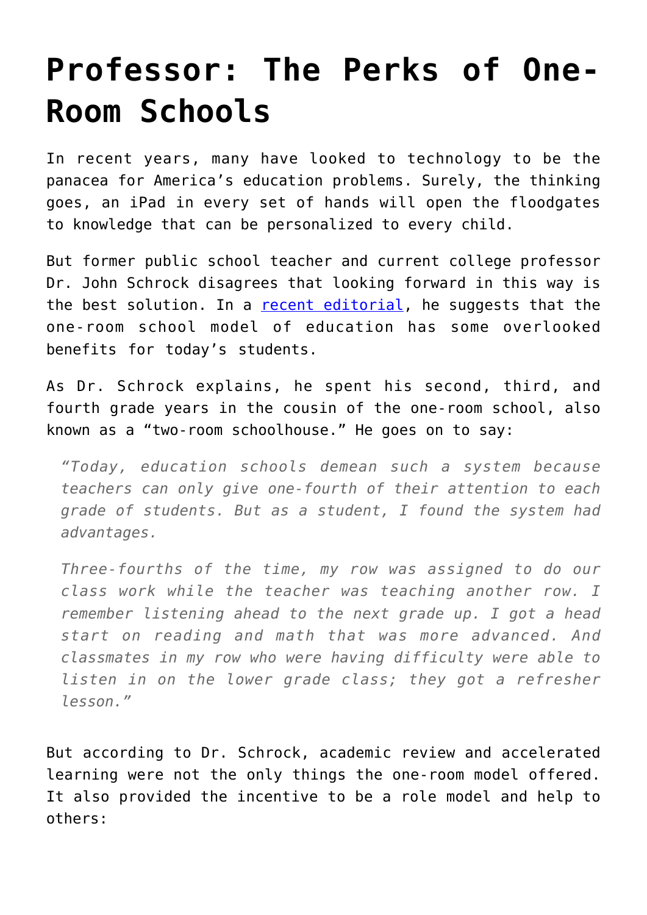# Professor: The Perks of One-Room Schools

In recent years, many have looked to technology to be the panacea for America's education problems. Surely, the thinking goes, an iPad in every set of hands will open the floodgates to knowledge that can be personalized to every child.

But former public school teacher and current college professor Dr. John Schrock disagrees that looking forward in this way is the best solution. In a [recent editorial](), he suggests that the one-room school model of education has some overlooked benefits for today's students.

As Dr. Schrock explains, he spent his second, third, and fourth grade years in the cousin of the one-room school, also known as a "two-room schoolhouse." He goes on to say:

> *"Today, education schools demean such a system because teachers can only give one-fourth of their attention to each grade of students. But as a student, I found the system had advantages.*
>
> *Three-fourths of the time, my row was assigned to do our class work while the teacher was teaching another row. I remember listening ahead to the next grade up. I got a head start on reading and math that was more advanced. And classmates in my row who were having difficulty were able to listen in on the lower grade class; they got a refresher lesson."*

But according to Dr. Schrock, academic review and accelerated learning were not the only things the one-room model offered. It also provided the incentive to be a role model and help to others: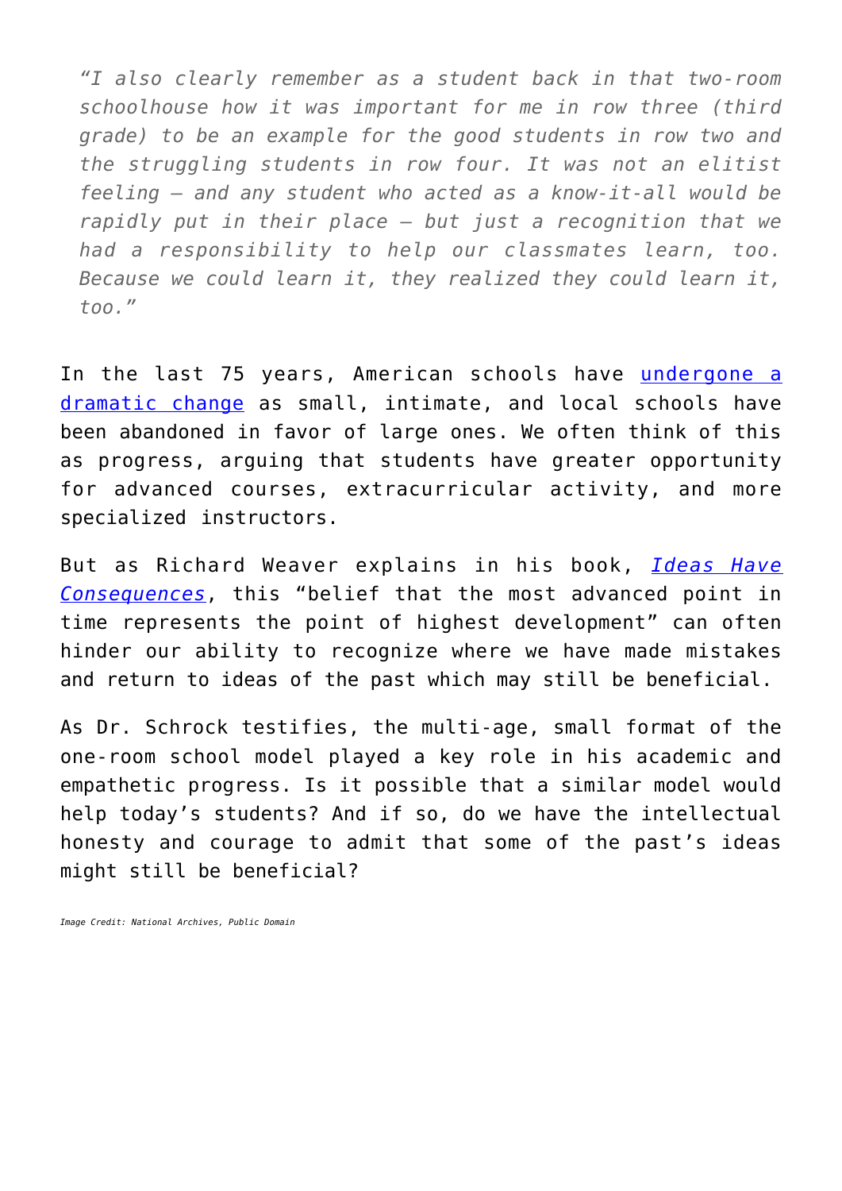> *"I also clearly remember as a student back in that two-room schoolhouse how it was important for me in row three (third grade) to be an example for the good students in row two and the struggling students in row four. It was not an elitist feeling – and any student who acted as a know-it-all would be rapidly put in their place – but just a recognition that we had a responsibility to help our classmates learn, too. Because we could learn it, they realized they could learn it, too."*

In the last 75 years, American schools have undergone a dramatic change as small, intimate, and local schools have been abandoned in favor of large ones. We often think of this as progress, arguing that students have greater opportunity for advanced courses, extracurricular activity, and more specialized instructors.

But as Richard Weaver explains in his book, *Ideas Have Consequences*, this "belief that the most advanced point in time represents the point of highest development" can often hinder our ability to recognize where we have made mistakes and return to ideas of the past which may still be beneficial.

As Dr. Schrock testifies, the multi-age, small format of the one-room school model played a key role in his academic and empathetic progress. Is it possible that a similar model would help today's students? And if so, do we have the intellectual honesty and courage to admit that some of the past's ideas might still be beneficial?

*Image Credit: National Archives, Public Domain*